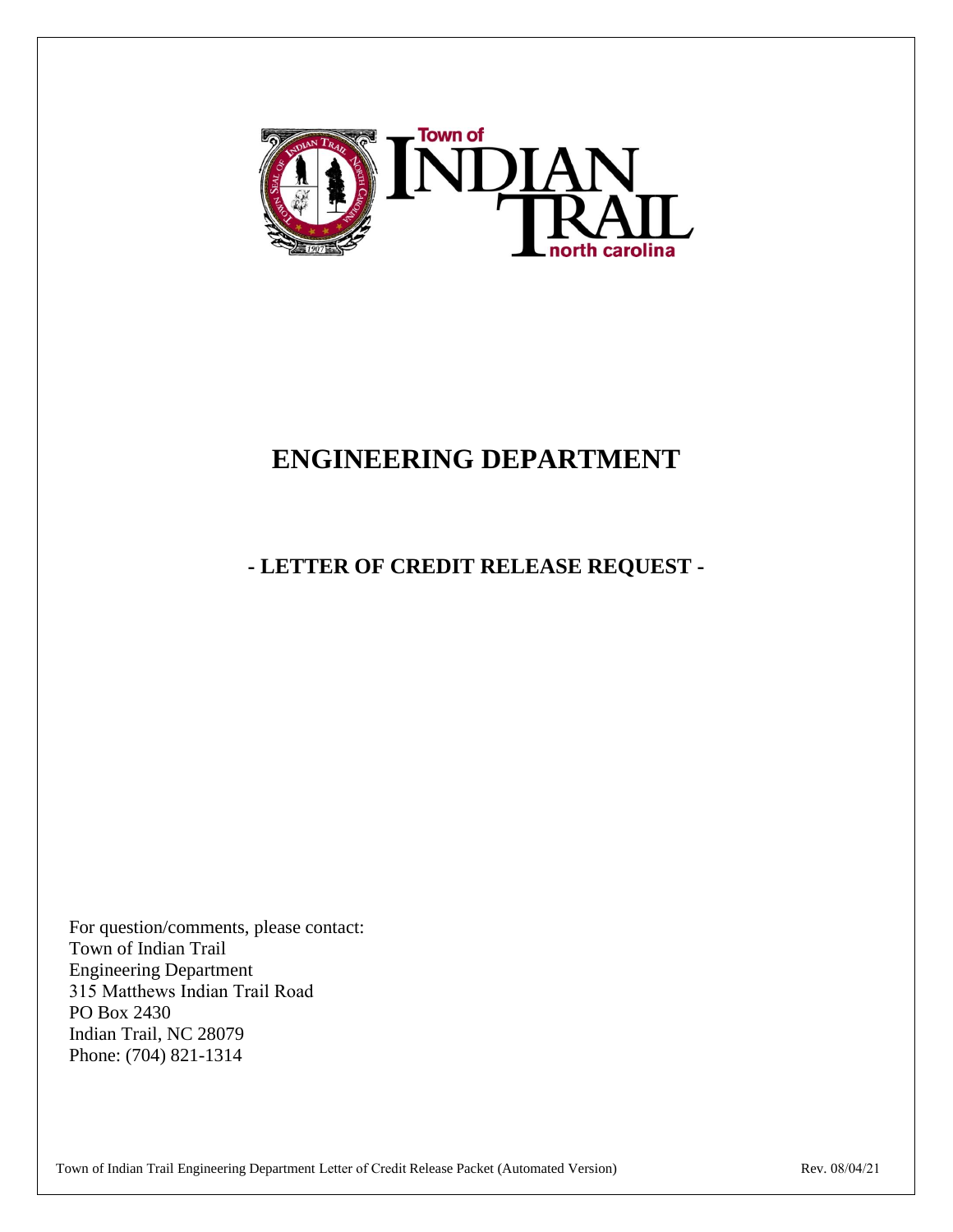# ENGINEERING DEPARTMENT

## - LETTER OF CREDIT RELEASE REQUEST -

For question/comments, please contact:
Town of Indian Trail
Engineering Department
315 Matthews Indian Trail Road
PO Box 2430
Indian Trail, NC 28079
Phone: (704) 821-1314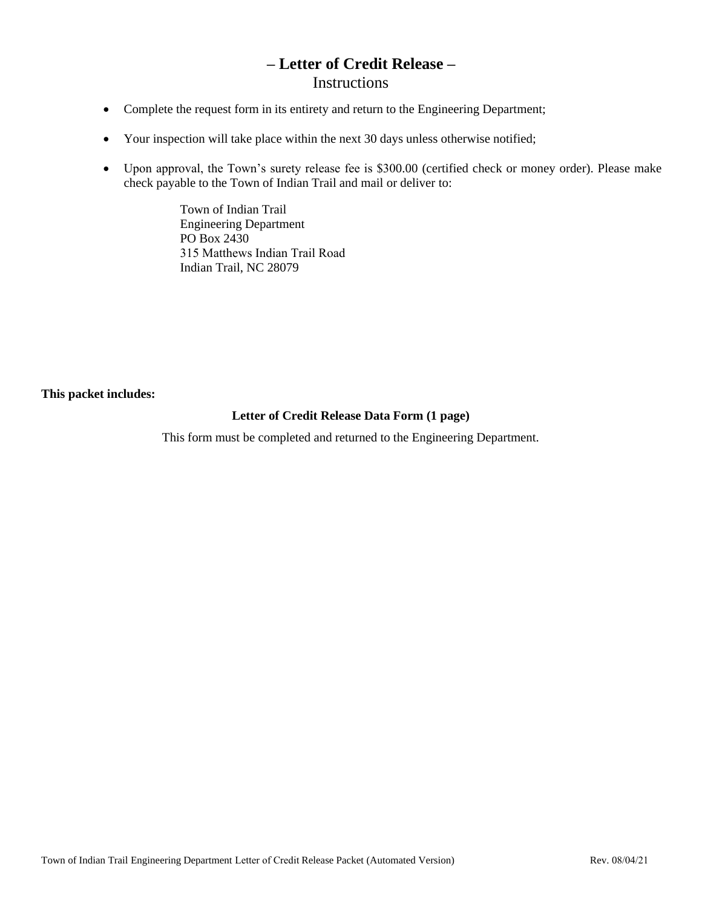# – Letter of Credit Release –

## Instructions

- Complete the request form in its entirety and return to the Engineering Department;
- Your inspection will take place within the next 30 days unless otherwise notified;
- Upon approval, the Town's surety release fee is $300.00 (certified check or money order). Please make check payable to the Town of Indian Trail and mail or deliver to:

  Town of Indian Trail  
  Engineering Department  
  PO Box 2430  
  315 Matthews Indian Trail Road  
  Indian Trail, NC 28079

**This packet includes:**

**Letter of Credit Release Data Form (1 page)**

This form must be completed and returned to the Engineering Department.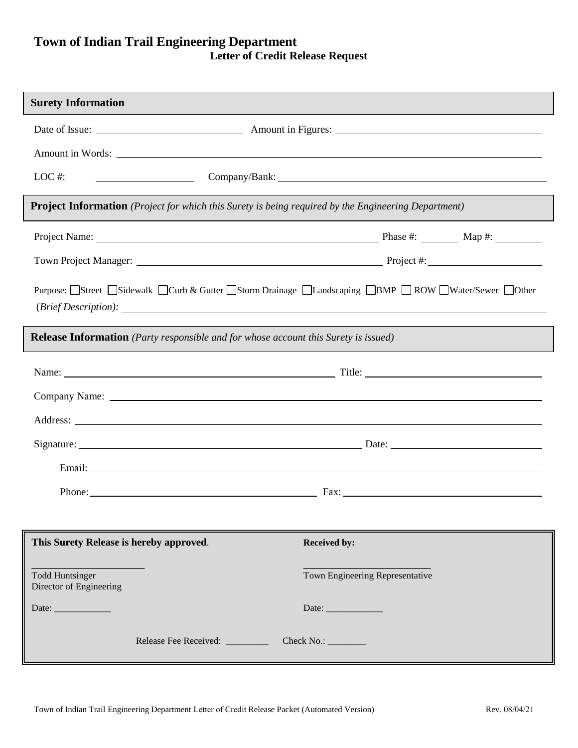# Town of Indian Trail Engineering Department

## Letter of Credit Release Request

### Surety Information

Date of Issue: ____________________ Amount in Figures: ____________________

Amount in Words: ____________________

LOC #: ____________________ Company/Bank: ____________________

### Project Information *(Project for which this Surety is being required by the Engineering Department)*

Project Name: ____________________ Phase #: ________ Map #: ________

Town Project Manager: ____________________ Project #: ____________________

Purpose: ☐Street ☐Sidewalk ☐Curb & Gutter ☐Storm Drainage ☐Landscaping ☐BMP ☐ ROW ☐Water/Sewer ☐Other

(*Brief Description):* ____________________

### Release Information *(Party responsible and for whose account this Surety is issued)*

Name: ____________________ Title: ____________________

Company Name: ____________________

Address: ____________________

Signature: ____________________ Date: ____________________

Email: ____________________

Phone: ____________________ Fax: ____________________

---

**This Surety Release is hereby approved**.

______________________

Todd Huntsinger
Director of Engineering

Date: ____________

**Received by:**

______________________

Town Engineering Representative

Date: ____________

Release Fee Received: _________ Check No.: ________

Town of Indian Trail Engineering Department Letter of Credit Release Packet (Automated Version) Rev. 08/04/21